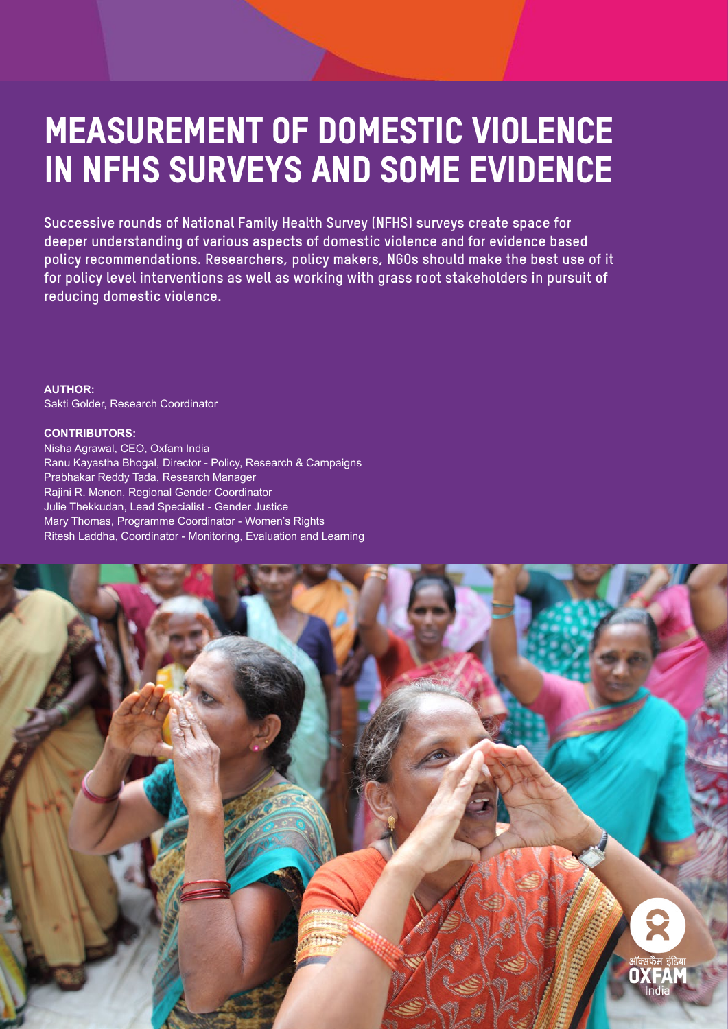# MEASUREMENT OF DOMESTIC VIOLENCE IN NFHS SURVEYS AND SOME EVIDENCE

**Successive rounds of National Family Health Survey (NFHS) surveys create space for deeper understanding of various aspects of domestic violence and for evidence based policy recommendations. Researchers, policy makers, NGOs should make the best use of it for policy level interventions as well as working with grass root stakeholders in pursuit of reducing domestic violence.**

**AUTHOR:**
Sakti Golder, Research Coordinator

**CONTRIBUTORS:**
Nisha Agrawal, CEO, Oxfam India
Ranu Kayastha Bhogal, Director - Policy, Research & Campaigns
Prabhakar Reddy Tada, Research Manager
Rajini R. Menon, Regional Gender Coordinator
Julie Thekkudan, Lead Specialist - Gender Justice
Mary Thomas, Programme Coordinator - Women's Rights
Ritesh Laddha, Coordinator - Monitoring, Evaluation and Learning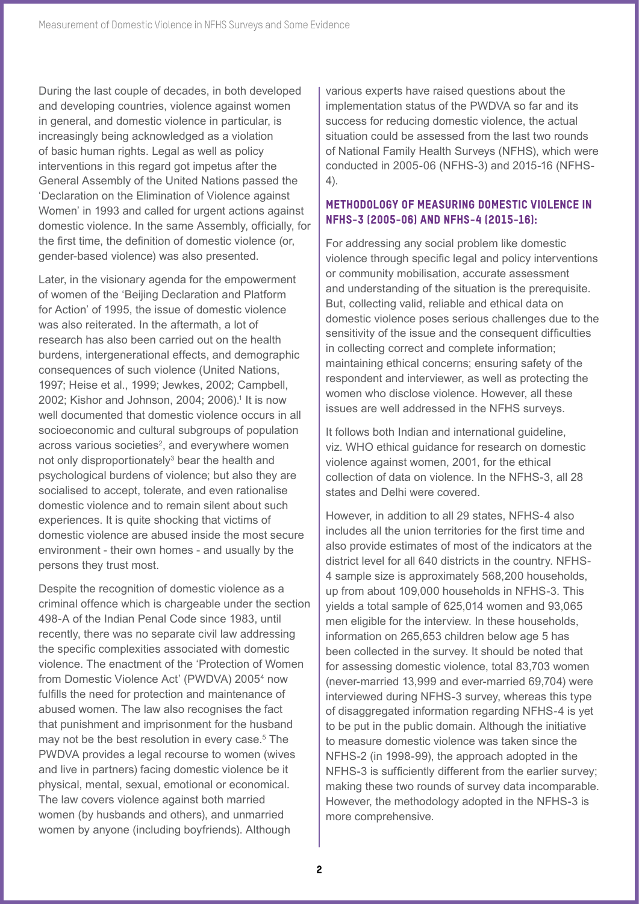During the last couple of decades, in both developed and developing countries, violence against women in general, and domestic violence in particular, is increasingly being acknowledged as a violation of basic human rights. Legal as well as policy interventions in this regard got impetus after the General Assembly of the United Nations passed the 'Declaration on the Elimination of Violence against Women' in 1993 and called for urgent actions against domestic violence. In the same Assembly, officially, for the first time, the definition of domestic violence (or, gender-based violence) was also presented.

Later, in the visionary agenda for the empowerment of women of the 'Beijing Declaration and Platform for Action' of 1995, the issue of domestic violence was also reiterated. In the aftermath, a lot of research has also been carried out on the health burdens, intergenerational effects, and demographic consequences of such violence (United Nations, 1997; Heise et al., 1999; Jewkes, 2002; Campbell, 2002; Kishor and Johnson, 2004; 2006).[1] It is now well documented that domestic violence occurs in all socioeconomic and cultural subgroups of population across various societies[2], and everywhere women not only disproportionately[3] bear the health and psychological burdens of violence; but also they are socialised to accept, tolerate, and even rationalise domestic violence and to remain silent about such experiences. It is quite shocking that victims of domestic violence are abused inside the most secure environment - their own homes - and usually by the persons they trust most.

Despite the recognition of domestic violence as a criminal offence which is chargeable under the section 498-A of the Indian Penal Code since 1983, until recently, there was no separate civil law addressing the specific complexities associated with domestic violence. The enactment of the 'Protection of Women from Domestic Violence Act' (PWDVA) 2005[4] now fulfills the need for protection and maintenance of abused women. The law also recognises the fact that punishment and imprisonment for the husband may not be the best resolution in every case.[5] The PWDVA provides a legal recourse to women (wives and live in partners) facing domestic violence be it physical, mental, sexual, emotional or economical. The law covers violence against both married women (by husbands and others), and unmarried women by anyone (including boyfriends). Although various experts have raised questions about the implementation status of the PWDVA so far and its success for reducing domestic violence, the actual situation could be assessed from the last two rounds of National Family Health Surveys (NFHS), which were conducted in 2005-06 (NFHS-3) and 2015-16 (NFHS-4).

## METHODOLOGY OF MEASURING DOMESTIC VIOLENCE IN NFHS-3 (2005-06) AND NFHS-4 (2015-16):

For addressing any social problem like domestic violence through specific legal and policy interventions or community mobilisation, accurate assessment and understanding of the situation is the prerequisite. But, collecting valid, reliable and ethical data on domestic violence poses serious challenges due to the sensitivity of the issue and the consequent difficulties in collecting correct and complete information; maintaining ethical concerns; ensuring safety of the respondent and interviewer, as well as protecting the women who disclose violence. However, all these issues are well addressed in the NFHS surveys.

It follows both Indian and international guideline, viz. WHO ethical guidance for research on domestic violence against women, 2001, for the ethical collection of data on violence. In the NFHS-3, all 28 states and Delhi were covered.

However, in addition to all 29 states, NFHS-4 also includes all the union territories for the first time and also provide estimates of most of the indicators at the district level for all 640 districts in the country. NFHS-4 sample size is approximately 568,200 households, up from about 109,000 households in NFHS-3. This yields a total sample of 625,014 women and 93,065 men eligible for the interview. In these households, information on 265,653 children below age 5 has been collected in the survey. It should be noted that for assessing domestic violence, total 83,703 women (never-married 13,999 and ever-married 69,704) were interviewed during NFHS-3 survey, whereas this type of disaggregated information regarding NFHS-4 is yet to be put in the public domain. Although the initiative to measure domestic violence was taken since the NFHS-2 (in 1998-99), the approach adopted in the NFHS-3 is sufficiently different from the earlier survey; making these two rounds of survey data incomparable. However, the methodology adopted in the NFHS-3 is more comprehensive.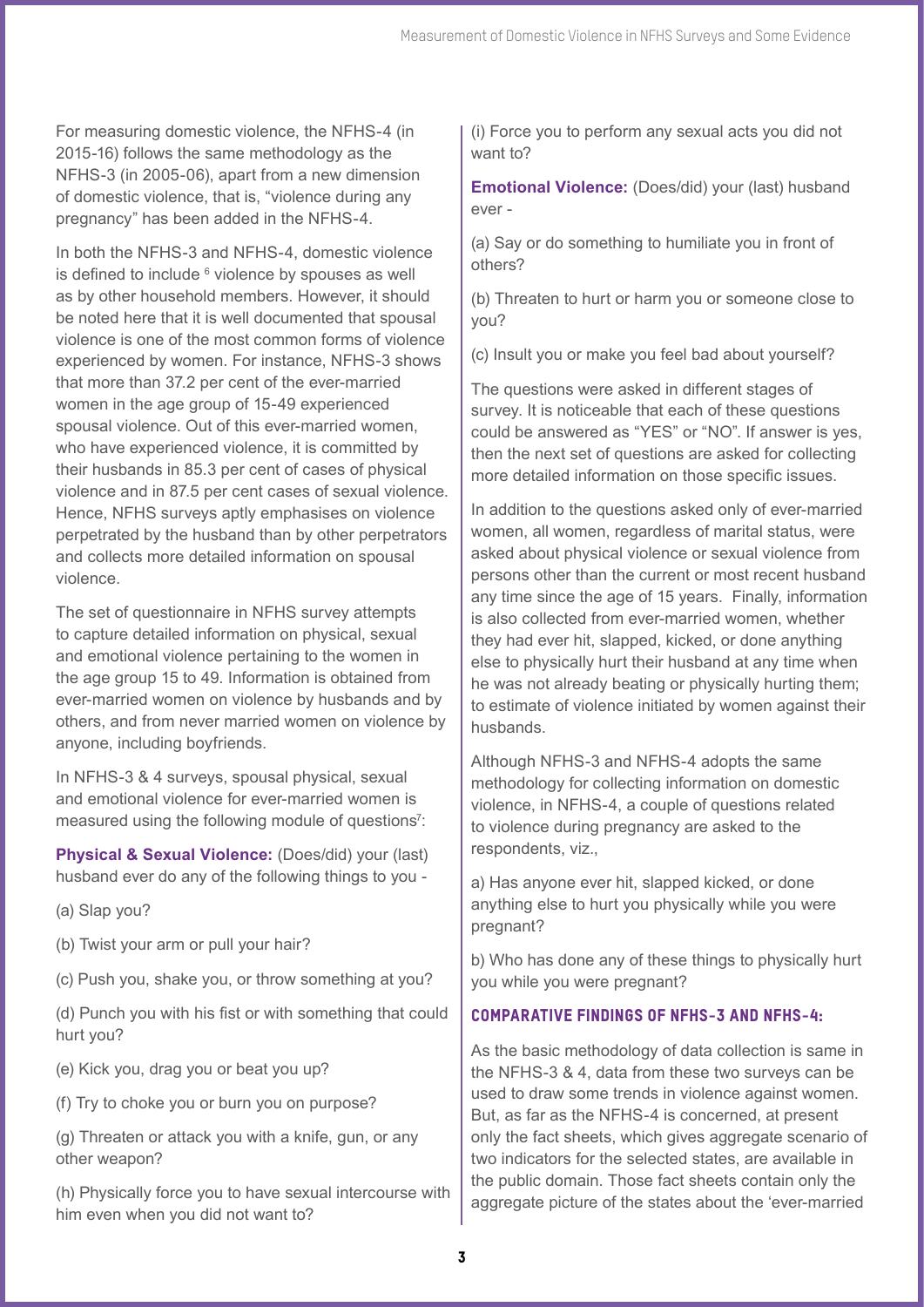For measuring domestic violence, the NFHS-4 (in 2015-16) follows the same methodology as the NFHS-3 (in 2005-06), apart from a new dimension of domestic violence, that is, "violence during any pregnancy" has been added in the NFHS-4.

In both the NFHS-3 and NFHS-4, domestic violence is defined to include [6] violence by spouses as well as by other household members. However, it should be noted here that it is well documented that spousal violence is one of the most common forms of violence experienced by women. For instance, NFHS-3 shows that more than 37.2 per cent of the ever-married women in the age group of 15-49 experienced spousal violence. Out of this ever-married women, who have experienced violence, it is committed by their husbands in 85.3 per cent of cases of physical violence and in 87.5 per cent cases of sexual violence. Hence, NFHS surveys aptly emphasises on violence perpetrated by the husband than by other perpetrators and collects more detailed information on spousal violence.

The set of questionnaire in NFHS survey attempts to capture detailed information on physical, sexual and emotional violence pertaining to the women in the age group 15 to 49. Information is obtained from ever-married women on violence by husbands and by others, and from never married women on violence by anyone, including boyfriends.

In NFHS-3 & 4 surveys, spousal physical, sexual and emotional violence for ever-married women is measured using the following module of questions[7]:

**Physical & Sexual Violence:** (Does/did) your (last) husband ever do any of the following things to you -

(a) Slap you?

(b) Twist your arm or pull your hair?

(c) Push you, shake you, or throw something at you?

(d) Punch you with his fist or with something that could hurt you?

(e) Kick you, drag you or beat you up?

(f) Try to choke you or burn you on purpose?

(g) Threaten or attack you with a knife, gun, or any other weapon?

(h) Physically force you to have sexual intercourse with him even when you did not want to?

(i) Force you to perform any sexual acts you did not want to?

**Emotional Violence:** (Does/did) your (last) husband ever -

(a) Say or do something to humiliate you in front of others?

(b) Threaten to hurt or harm you or someone close to you?

(c) Insult you or make you feel bad about yourself?

The questions were asked in different stages of survey. It is noticeable that each of these questions could be answered as "YES" or "NO". If answer is yes, then the next set of questions are asked for collecting more detailed information on those specific issues.

In addition to the questions asked only of ever-married women, all women, regardless of marital status, were asked about physical violence or sexual violence from persons other than the current or most recent husband any time since the age of 15 years. Finally, information is also collected from ever-married women, whether they had ever hit, slapped, kicked, or done anything else to physically hurt their husband at any time when he was not already beating or physically hurting them; to estimate of violence initiated by women against their husbands.

Although NFHS-3 and NFHS-4 adopts the same methodology for collecting information on domestic violence, in NFHS-4, a couple of questions related to violence during pregnancy are asked to the respondents, viz.,

a) Has anyone ever hit, slapped kicked, or done anything else to hurt you physically while you were pregnant?

b) Who has done any of these things to physically hurt you while you were pregnant?

## COMPARATIVE FINDINGS OF NFHS-3 AND NFHS-4:

As the basic methodology of data collection is same in the NFHS-3 & 4, data from these two surveys can be used to draw some trends in violence against women. But, as far as the NFHS-4 is concerned, at present only the fact sheets, which gives aggregate scenario of two indicators for the selected states, are available in the public domain. Those fact sheets contain only the aggregate picture of the states about the 'ever-married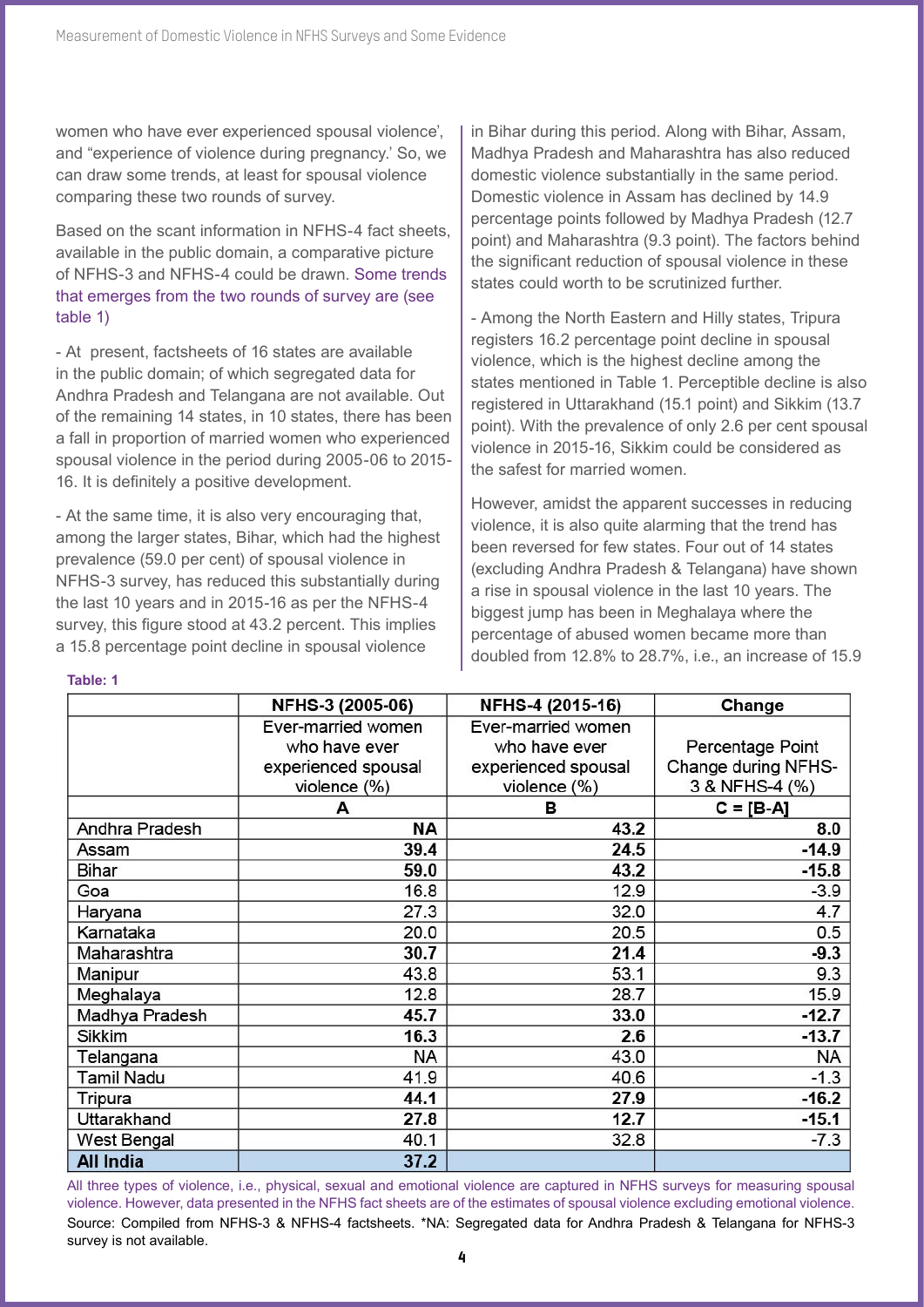women who have ever experienced spousal violence', and "experience of violence during pregnancy.' So, we can draw some trends, at least for spousal violence comparing these two rounds of survey.

Based on the scant information in NFHS-4 fact sheets, available in the public domain, a comparative picture of NFHS-3 and NFHS-4 could be drawn. Some trends that emerges from the two rounds of survey are (see table 1)

- At present, factsheets of 16 states are available in the public domain; of which segregated data for Andhra Pradesh and Telangana are not available. Out of the remaining 14 states, in 10 states, there has been a fall in proportion of married women who experienced spousal violence in the period during 2005-06 to 2015-16. It is definitely a positive development.

- At the same time, it is also very encouraging that, among the larger states, Bihar, which had the highest prevalence (59.0 per cent) of spousal violence in NFHS-3 survey, has reduced this substantially during the last 10 years and in 2015-16 as per the NFHS-4 survey, this figure stood at 43.2 percent. This implies a 15.8 percentage point decline in spousal violence in Bihar during this period. Along with Bihar, Assam, Madhya Pradesh and Maharashtra has also reduced domestic violence substantially in the same period. Domestic violence in Assam has declined by 14.9 percentage points followed by Madhya Pradesh (12.7 point) and Maharashtra (9.3 point). The factors behind the significant reduction of spousal violence in these states could worth to be scrutinized further.

- Among the North Eastern and Hilly states, Tripura registers 16.2 percentage point decline in spousal violence, which is the highest decline among the states mentioned in Table 1. Perceptible decline is also registered in Uttarakhand (15.1 point) and Sikkim (13.7 point). With the prevalence of only 2.6 per cent spousal violence in 2015-16, Sikkim could be considered as the safest for married women.

However, amidst the apparent successes in reducing violence, it is also quite alarming that the trend has been reversed for few states. Four out of 14 states (excluding Andhra Pradesh & Telangana) have shown a rise in spousal violence in the last 10 years. The biggest jump has been in Meghalaya where the percentage of abused women became more than doubled from 12.8% to 28.7%, i.e., an increase of 15.9

**Table: 1**

| | NFHS-3 (2005-06) | NFHS-4 (2015-16) | Change |
|---|---|---|---|
| | Ever-married women who have ever experienced spousal violence (%) | Ever-married women who have ever experienced spousal violence (%) | Percentage Point Change during NFHS-3 & NFHS-4 (%) |
| | A | B | C = [B-A] |
| Andhra Pradesh | **NA** | **43.2** | **8.0** |
| Assam | **39.4** | **24.5** | **-14.9** |
| Bihar | **59.0** | **43.2** | **-15.8** |
| Goa | 16.8 | 12.9 | -3.9 |
| Haryana | 27.3 | 32.0 | 4.7 |
| Karnataka | 20.0 | 20.5 | 0.5 |
| Maharashtra | **30.7** | **21.4** | **-9.3** |
| Manipur | 43.8 | 53.1 | 9.3 |
| Meghalaya | 12.8 | 28.7 | 15.9 |
| Madhya Pradesh | **45.7** | **33.0** | **-12.7** |
| Sikkim | **16.3** | **2.6** | **-13.7** |
| Telangana | NA | 43.0 | NA |
| Tamil Nadu | 41.9 | 40.6 | -1.3 |
| Tripura | **44.1** | **27.9** | **-16.2** |
| Uttarakhand | **27.8** | **12.7** | **-15.1** |
| West Bengal | 40.1 | 32.8 | -7.3 |
| **All India** | **37.2** | | |

All three types of violence, i.e., physical, sexual and emotional violence are captured in NFHS surveys for measuring spousal violence. However, data presented in the NFHS fact sheets are of the estimates of spousal violence excluding emotional violence.

Source: Compiled from NFHS-3 & NFHS-4 factsheets. *NA: Segregated data for Andhra Pradesh & Telangana for NFHS-3 survey is not available.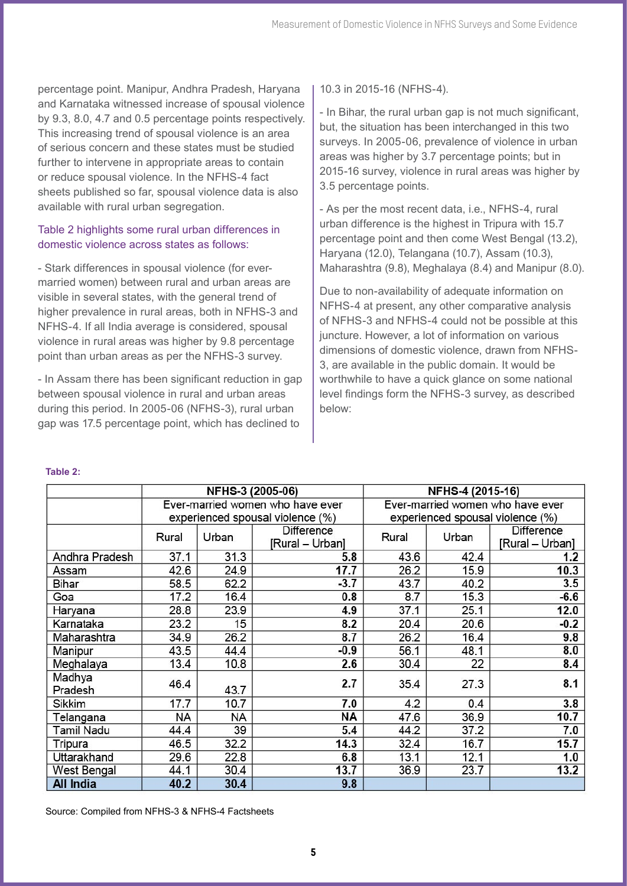percentage point. Manipur, Andhra Pradesh, Haryana and Karnataka witnessed increase of spousal violence by 9.3, 8.0, 4.7 and 0.5 percentage points respectively. This increasing trend of spousal violence is an area of serious concern and these states must be studied further to intervene in appropriate areas to contain or reduce spousal violence. In the NFHS-4 fact sheets published so far, spousal violence data is also available with rural urban segregation.

Table 2 highlights some rural urban differences in domestic violence across states as follows:

- Stark differences in spousal violence (for ever-married women) between rural and urban areas are visible in several states, with the general trend of higher prevalence in rural areas, both in NFHS-3 and NFHS-4. If all India average is considered, spousal violence in rural areas was higher by 9.8 percentage point than urban areas as per the NFHS-3 survey.

- In Assam there has been significant reduction in gap between spousal violence in rural and urban areas during this period. In 2005-06 (NFHS-3), rural urban gap was 17.5 percentage point, which has declined to 10.3 in 2015-16 (NFHS-4).

- In Bihar, the rural urban gap is not much significant, but, the situation has been interchanged in this two surveys. In 2005-06, prevalence of violence in urban areas was higher by 3.7 percentage points; but in 2015-16 survey, violence in rural areas was higher by 3.5 percentage points.

- As per the most recent data, i.e., NFHS-4, rural urban difference is the highest in Tripura with 15.7 percentage point and then come West Bengal (13.2), Haryana (12.0), Telangana (10.7), Assam (10.3), Maharashtra (9.8), Meghalaya (8.4) and Manipur (8.0).

Due to non-availability of adequate information on NFHS-4 at present, any other comparative analysis of NFHS-3 and NFHS-4 could not be possible at this juncture. However, a lot of information on various dimensions of domestic violence, drawn from NFHS-3, are available in the public domain. It would be worthwhile to have a quick glance on some national level findings form the NFHS-3 survey, as described below:

**Table 2:**

| | NFHS-3 (2005-06) | | | NFHS-4 (2015-16) | | |
|---|---|---|---|---|---|---|
| | Ever-married women who have ever experienced spousal violence (%) | | | Ever-married women who have ever experienced spousal violence (%) | | |
| | Rural | Urban | Difference [Rural – Urban] | Rural | Urban | Difference [Rural – Urban] |
| Andhra Pradesh | 37.1 | 31.3 | **5.8** | 43.6 | 42.4 | **1.2** |
| Assam | 42.6 | 24.9 | **17.7** | 26.2 | 15.9 | **10.3** |
| Bihar | 58.5 | 62.2 | **-3.7** | 43.7 | 40.2 | **3.5** |
| Goa | 17.2 | 16.4 | **0.8** | 8.7 | 15.3 | **-6.6** |
| Haryana | 28.8 | 23.9 | **4.9** | 37.1 | 25.1 | **12.0** |
| Karnataka | 23.2 | 15 | **8.2** | 20.4 | 20.6 | **-0.2** |
| Maharashtra | 34.9 | 26.2 | **8.7** | 26.2 | 16.4 | **9.8** |
| Manipur | 43.5 | 44.4 | **-0.9** | 56.1 | 48.1 | **8.0** |
| Meghalaya | 13.4 | 10.8 | **2.6** | 30.4 | 22 | **8.4** |
| Madhya Pradesh | 46.4 | 43.7 | **2.7** | 35.4 | 27.3 | **8.1** |
| Sikkim | 17.7 | 10.7 | **7.0** | 4.2 | 0.4 | **3.8** |
| Telangana | NA | NA | **NA** | 47.6 | 36.9 | **10.7** |
| Tamil Nadu | 44.4 | 39 | **5.4** | 44.2 | 37.2 | **7.0** |
| Tripura | 46.5 | 32.2 | **14.3** | 32.4 | 16.7 | **15.7** |
| Uttarakhand | 29.6 | 22.8 | **6.8** | 13.1 | 12.1 | **1.0** |
| West Bengal | 44.1 | 30.4 | **13.7** | 36.9 | 23.7 | **13.2** |
| **All India** | **40.2** | **30.4** | **9.8** | | | |

Source: Compiled from NFHS-3 & NFHS-4 Factsheets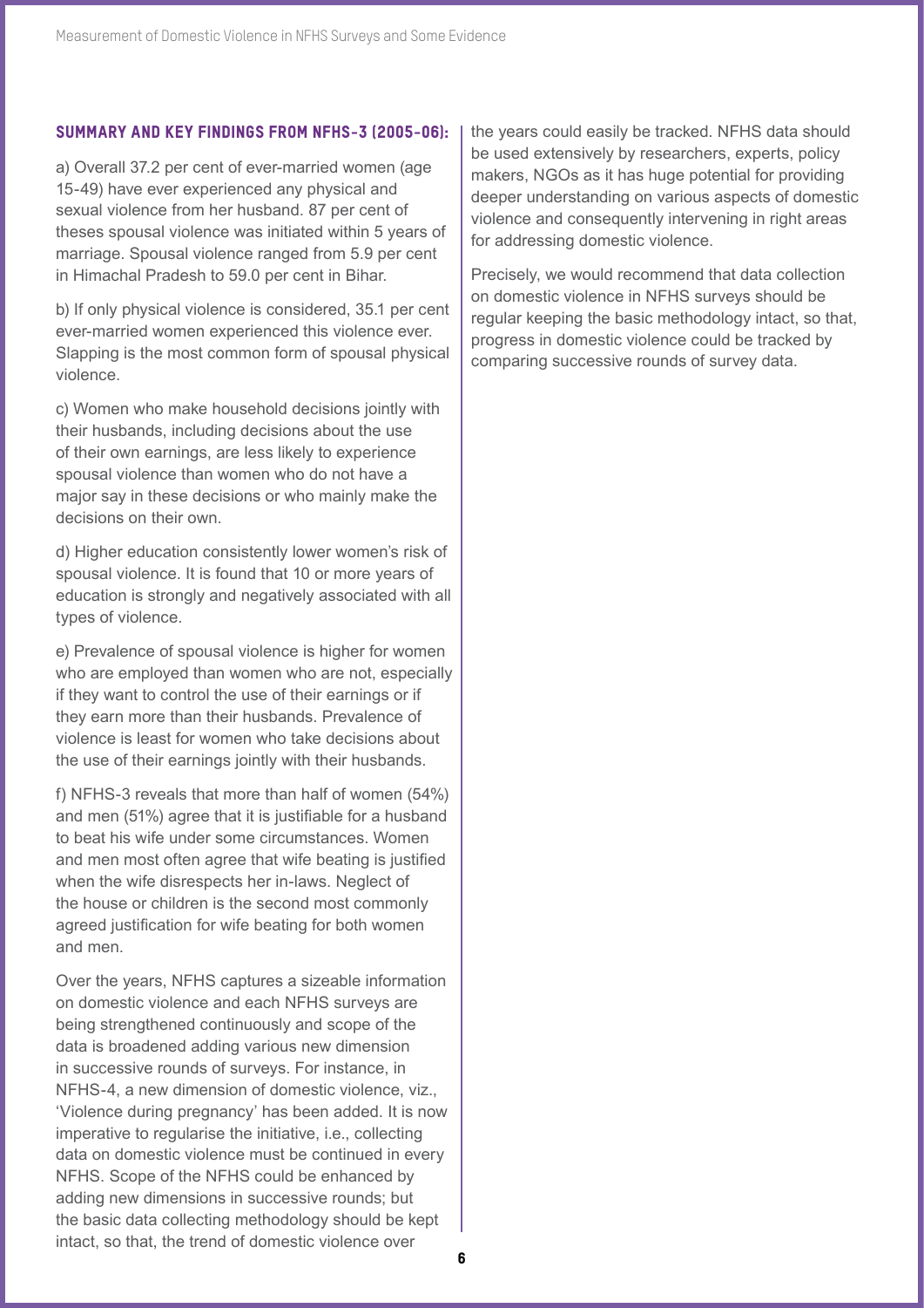### SUMMARY AND KEY FINDINGS FROM NFHS-3 (2005-06):

a) Overall 37.2 per cent of ever-married women (age 15-49) have ever experienced any physical and sexual violence from her husband. 87 per cent of theses spousal violence was initiated within 5 years of marriage. Spousal violence ranged from 5.9 per cent in Himachal Pradesh to 59.0 per cent in Bihar.

b) If only physical violence is considered, 35.1 per cent ever-married women experienced this violence ever. Slapping is the most common form of spousal physical violence.

c) Women who make household decisions jointly with their husbands, including decisions about the use of their own earnings, are less likely to experience spousal violence than women who do not have a major say in these decisions or who mainly make the decisions on their own.

d) Higher education consistently lower women's risk of spousal violence. It is found that 10 or more years of education is strongly and negatively associated with all types of violence.

e) Prevalence of spousal violence is higher for women who are employed than women who are not, especially if they want to control the use of their earnings or if they earn more than their husbands. Prevalence of violence is least for women who take decisions about the use of their earnings jointly with their husbands.

f) NFHS-3 reveals that more than half of women (54%) and men (51%) agree that it is justifiable for a husband to beat his wife under some circumstances. Women and men most often agree that wife beating is justified when the wife disrespects her in-laws. Neglect of the house or children is the second most commonly agreed justification for wife beating for both women and men.

Over the years, NFHS captures a sizeable information on domestic violence and each NFHS surveys are being strengthened continuously and scope of the data is broadened adding various new dimension in successive rounds of surveys. For instance, in NFHS-4, a new dimension of domestic violence, viz., 'Violence during pregnancy' has been added. It is now imperative to regularise the initiative, i.e., collecting data on domestic violence must be continued in every NFHS. Scope of the NFHS could be enhanced by adding new dimensions in successive rounds; but the basic data collecting methodology should be kept intact, so that, the trend of domestic violence over the years could easily be tracked. NFHS data should be used extensively by researchers, experts, policy makers, NGOs as it has huge potential for providing deeper understanding on various aspects of domestic violence and consequently intervening in right areas for addressing domestic violence.

Precisely, we would recommend that data collection on domestic violence in NFHS surveys should be regular keeping the basic methodology intact, so that, progress in domestic violence could be tracked by comparing successive rounds of survey data.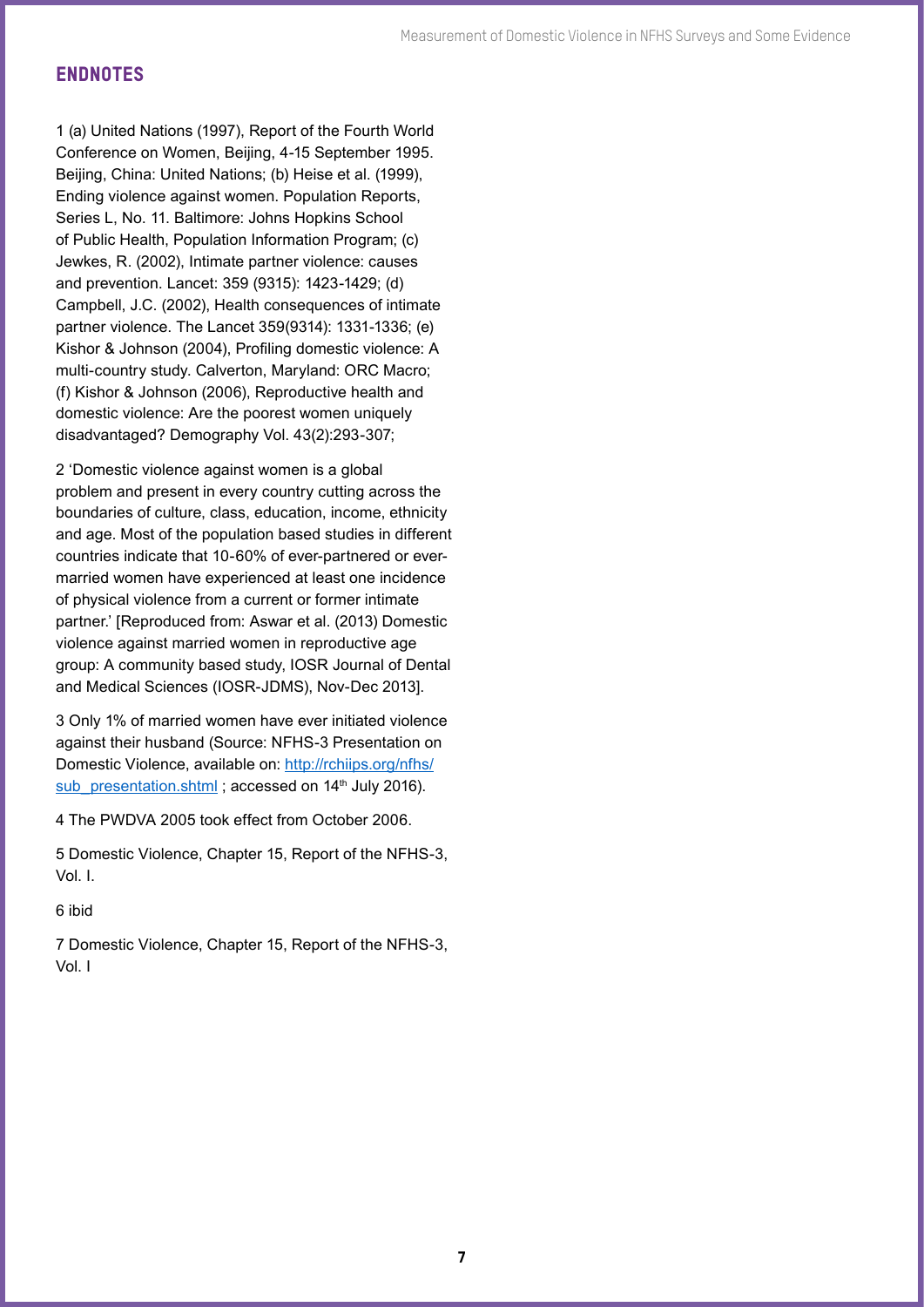## ENDNOTES

1 (a) United Nations (1997), Report of the Fourth World Conference on Women, Beijing, 4-15 September 1995. Beijing, China: United Nations; (b) Heise et al. (1999), Ending violence against women. Population Reports, Series L, No. 11. Baltimore: Johns Hopkins School of Public Health, Population Information Program; (c) Jewkes, R. (2002), Intimate partner violence: causes and prevention. Lancet: 359 (9315): 1423-1429; (d) Campbell, J.C. (2002), Health consequences of intimate partner violence. The Lancet 359(9314): 1331-1336; (e) Kishor & Johnson (2004), Profiling domestic violence: A multi-country study. Calverton, Maryland: ORC Macro; (f) Kishor & Johnson (2006), Reproductive health and domestic violence: Are the poorest women uniquely disadvantaged? Demography Vol. 43(2):293-307;

2 'Domestic violence against women is a global problem and present in every country cutting across the boundaries of culture, class, education, income, ethnicity and age. Most of the population based studies in different countries indicate that 10-60% of ever-partnered or ever-married women have experienced at least one incidence of physical violence from a current or former intimate partner.' [Reproduced from: Aswar et al. (2013) Domestic violence against married women in reproductive age group: A community based study, IOSR Journal of Dental and Medical Sciences (IOSR-JDMS), Nov-Dec 2013].

3 Only 1% of married women have ever initiated violence against their husband (Source: NFHS-3 Presentation on Domestic Violence, available on: http://rchiips.org/nfhs/sub_presentation.shtml ; accessed on 14th July 2016).

4 The PWDVA 2005 took effect from October 2006.

5 Domestic Violence, Chapter 15, Report of the NFHS-3, Vol. I.

6 ibid

7 Domestic Violence, Chapter 15, Report of the NFHS-3, Vol. I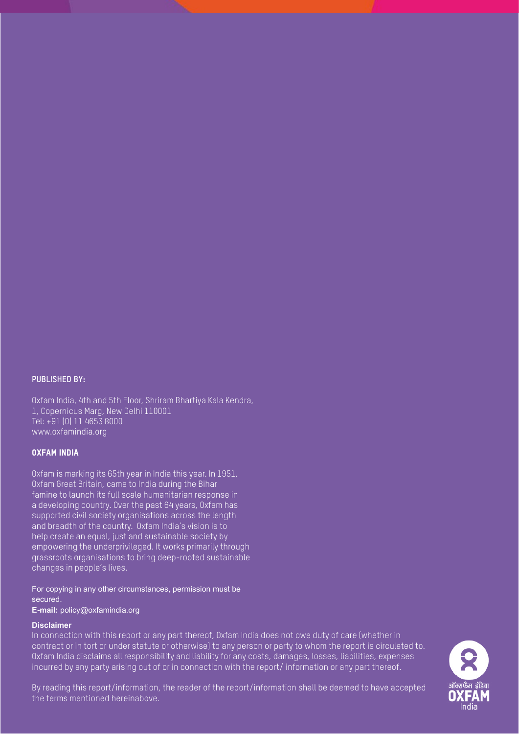**PUBLISHED BY:**

Oxfam India, 4th and 5th Floor, Shriram Bhartiya Kala Kendra,
1, Copernicus Marg, New Delhi 110001
Tel: +91 (0) 11 4653 8000
www.oxfamindia.org

**OXFAM INDIA**

Oxfam is marking its 65th year in India this year. In 1951, Oxfam Great Britain, came to India during the Bihar famine to launch its full scale humanitarian response in a developing country. Over the past 64 years, Oxfam has supported civil society organisations across the length and breadth of the country. Oxfam India's vision is to help create an equal, just and sustainable society by empowering the underprivileged. It works primarily through grassroots organisations to bring deep-rooted sustainable changes in people's lives.

For copying in any other circumstances, permission must be secured.
**E-mail:** policy@oxfamindia.org

**Disclaimer**
In connection with this report or any part thereof, Oxfam India does not owe duty of care (whether in contract or in tort or under statute or otherwise) to any person or party to whom the report is circulated to. Oxfam India disclaims all responsibility and liability for any costs, damages, losses, liabilities, expenses incurred by any party arising out of or in connection with the report/ information or any part thereof.

By reading this report/information, the reader of the report/information shall be deemed to have accepted the terms mentioned hereinabove.

ऑक्सफैम इंडिया
OXFAM
India